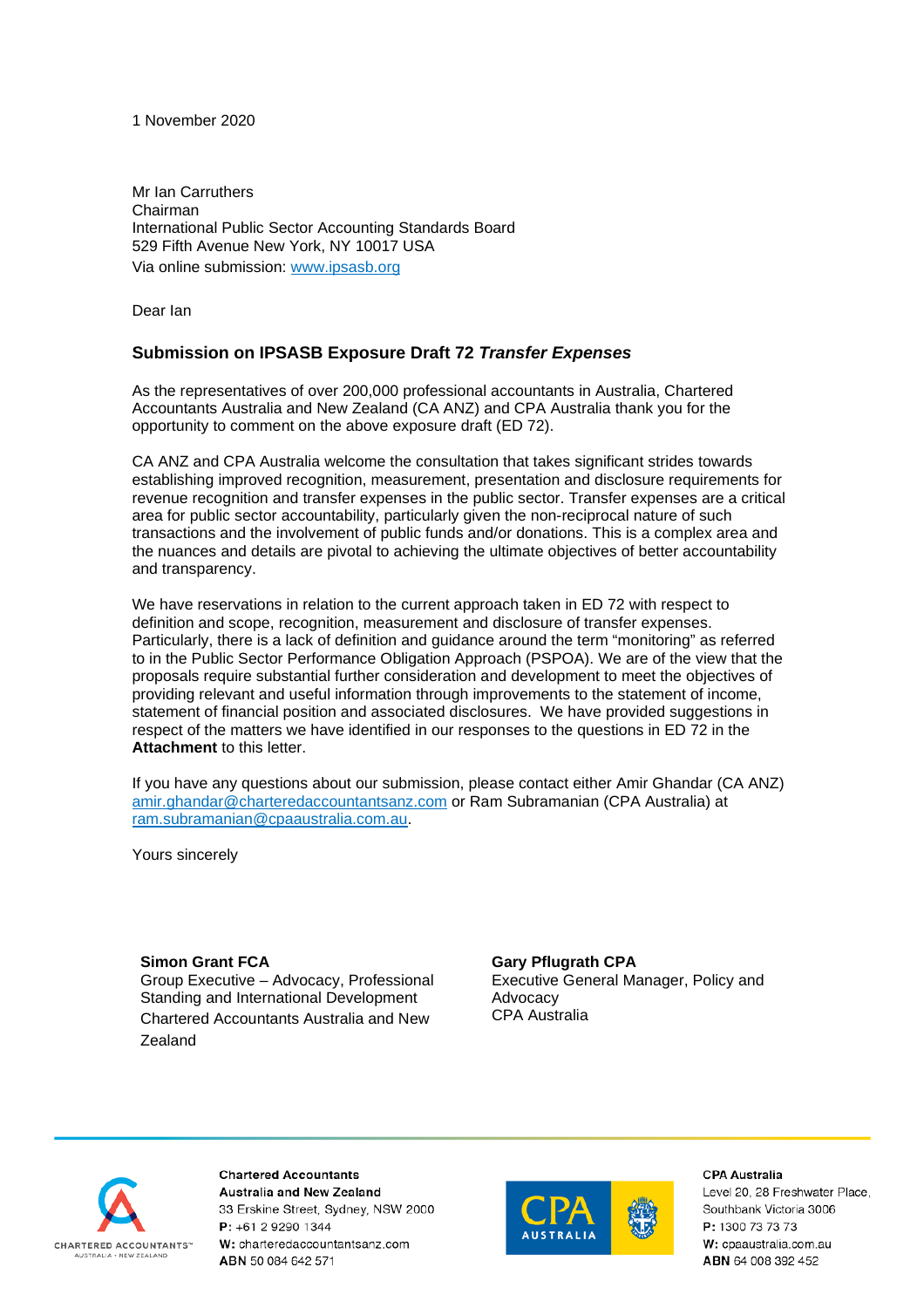1 November 2020

Mr Ian Carruthers
Chairman
International Public Sector Accounting Standards Board
529 Fifth Avenue New York, NY 10017 USA
Via online submission: www.ipsasb.org

Dear Ian

### Submission on IPSASB Exposure Draft 72 *Transfer Expenses*

As the representatives of over 200,000 professional accountants in Australia, Chartered Accountants Australia and New Zealand (CA ANZ) and CPA Australia thank you for the opportunity to comment on the above exposure draft (ED 72).

CA ANZ and CPA Australia welcome the consultation that takes significant strides towards establishing improved recognition, measurement, presentation and disclosure requirements for revenue recognition and transfer expenses in the public sector. Transfer expenses are a critical area for public sector accountability, particularly given the non-reciprocal nature of such transactions and the involvement of public funds and/or donations. This is a complex area and the nuances and details are pivotal to achieving the ultimate objectives of better accountability and transparency.

We have reservations in relation to the current approach taken in ED 72 with respect to definition and scope, recognition, measurement and disclosure of transfer expenses. Particularly, there is a lack of definition and guidance around the term "monitoring" as referred to in the Public Sector Performance Obligation Approach (PSPOA). We are of the view that the proposals require substantial further consideration and development to meet the objectives of providing relevant and useful information through improvements to the statement of income, statement of financial position and associated disclosures. We have provided suggestions in respect of the matters we have identified in our responses to the questions in ED 72 in the **Attachment** to this letter.

If you have any questions about our submission, please contact either Amir Ghandar (CA ANZ) amir.ghandar@charteredaccountantsanz.com or Ram Subramanian (CPA Australia) at ram.subramanian@cpaaustralia.com.au.

Yours sincerely

**Simon Grant FCA**
Group Executive – Advocacy, Professional Standing and International Development
Chartered Accountants Australia and New Zealand

**Gary Pflugrath CPA**
Executive General Manager, Policy and Advocacy
CPA Australia

**Chartered Accountants Australia and New Zealand**
33 Erskine Street, Sydney, NSW 2000
**P:** +61 2 9290 1344
**W:** charteredaccountantsanz.com
**ABN** 50 084 642 571

**CPA Australia**
Level 20, 28 Freshwater Place, Southbank Victoria 3006
**P:** 1300 73 73 73
**W:** cpaaustralia.com.au
**ABN** 64 008 392 452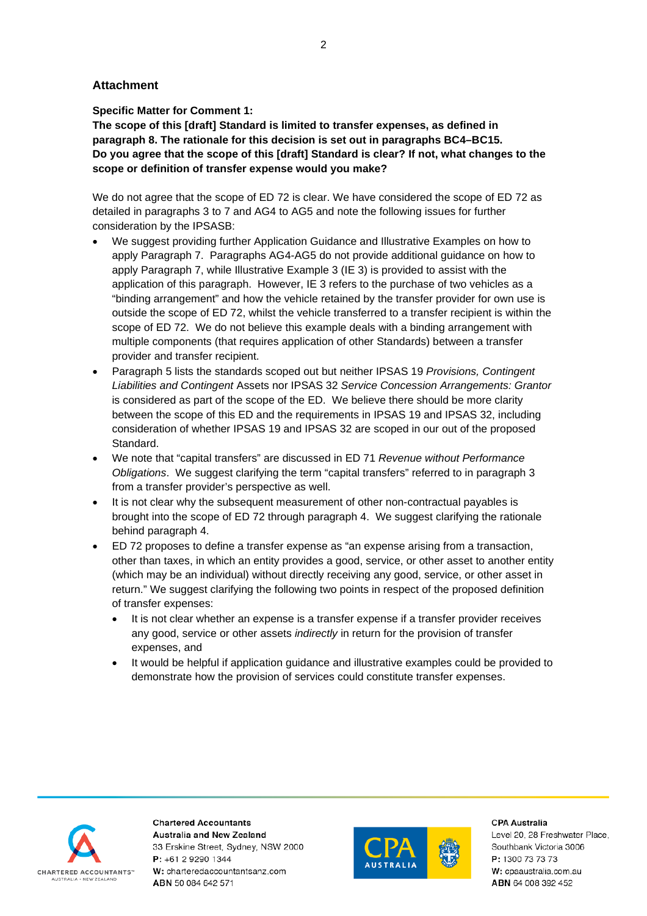### Attachment

**Specific Matter for Comment 1:**
**The scope of this [draft] Standard is limited to transfer expenses, as defined in paragraph 8. The rationale for this decision is set out in paragraphs BC4–BC15. Do you agree that the scope of this [draft] Standard is clear? If not, what changes to the scope or definition of transfer expense would you make?**

We do not agree that the scope of ED 72 is clear. We have considered the scope of ED 72 as detailed in paragraphs 3 to 7 and AG4 to AG5 and note the following issues for further consideration by the IPSASB:

- We suggest providing further Application Guidance and Illustrative Examples on how to apply Paragraph 7. Paragraphs AG4-AG5 do not provide additional guidance on how to apply Paragraph 7, while Illustrative Example 3 (IE 3) is provided to assist with the application of this paragraph. However, IE 3 refers to the purchase of two vehicles as a "binding arrangement" and how the vehicle retained by the transfer provider for own use is outside the scope of ED 72, whilst the vehicle transferred to a transfer recipient is within the scope of ED 72. We do not believe this example deals with a binding arrangement with multiple components (that requires application of other Standards) between a transfer provider and transfer recipient.
- Paragraph 5 lists the standards scoped out but neither IPSAS 19 *Provisions, Contingent Liabilities and Contingent* Assets nor IPSAS 32 *Service Concession Arrangements: Grantor* is considered as part of the scope of the ED. We believe there should be more clarity between the scope of this ED and the requirements in IPSAS 19 and IPSAS 32, including consideration of whether IPSAS 19 and IPSAS 32 are scoped in our out of the proposed Standard.
- We note that "capital transfers" are discussed in ED 71 *Revenue without Performance Obligations*. We suggest clarifying the term "capital transfers" referred to in paragraph 3 from a transfer provider's perspective as well.
- It is not clear why the subsequent measurement of other non-contractual payables is brought into the scope of ED 72 through paragraph 4. We suggest clarifying the rationale behind paragraph 4.
- ED 72 proposes to define a transfer expense as "an expense arising from a transaction, other than taxes, in which an entity provides a good, service, or other asset to another entity (which may be an individual) without directly receiving any good, service, or other asset in return." We suggest clarifying the following two points in respect of the proposed definition of transfer expenses:
  - It is not clear whether an expense is a transfer expense if a transfer provider receives any good, service or other assets *indirectly* in return for the provision of transfer expenses, and
  - It would be helpful if application guidance and illustrative examples could be provided to demonstrate how the provision of services could constitute transfer expenses.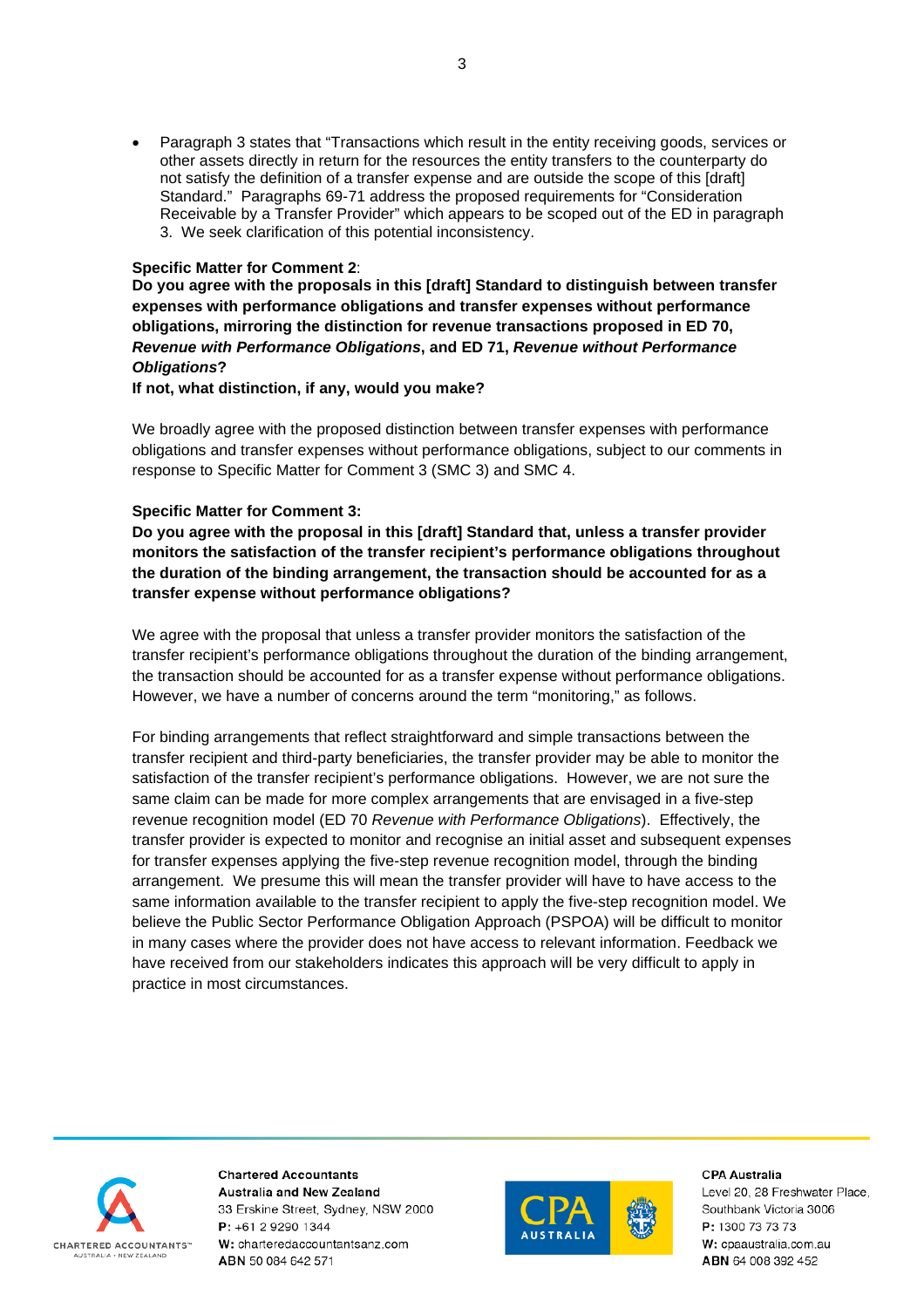- Paragraph 3 states that "Transactions which result in the entity receiving goods, services or other assets directly in return for the resources the entity transfers to the counterparty do not satisfy the definition of a transfer expense and are outside the scope of this [draft] Standard." Paragraphs 69-71 address the proposed requirements for "Consideration Receivable by a Transfer Provider" which appears to be scoped out of the ED in paragraph 3. We seek clarification of this potential inconsistency.

**Specific Matter for Comment 2**:
**Do you agree with the proposals in this [draft] Standard to distinguish between transfer expenses with performance obligations and transfer expenses without performance obligations, mirroring the distinction for revenue transactions proposed in ED 70, *Revenue with Performance Obligations*, and ED 71, *Revenue without Performance Obligations*?**
**If not, what distinction, if any, would you make?**

We broadly agree with the proposed distinction between transfer expenses with performance obligations and transfer expenses without performance obligations, subject to our comments in response to Specific Matter for Comment 3 (SMC 3) and SMC 4.

**Specific Matter for Comment 3:**
**Do you agree with the proposal in this [draft] Standard that, unless a transfer provider monitors the satisfaction of the transfer recipient's performance obligations throughout the duration of the binding arrangement, the transaction should be accounted for as a transfer expense without performance obligations?**

We agree with the proposal that unless a transfer provider monitors the satisfaction of the transfer recipient's performance obligations throughout the duration of the binding arrangement, the transaction should be accounted for as a transfer expense without performance obligations. However, we have a number of concerns around the term "monitoring," as follows.

For binding arrangements that reflect straightforward and simple transactions between the transfer recipient and third-party beneficiaries, the transfer provider may be able to monitor the satisfaction of the transfer recipient's performance obligations. However, we are not sure the same claim can be made for more complex arrangements that are envisaged in a five-step revenue recognition model (ED 70 *Revenue with Performance Obligations*). Effectively, the transfer provider is expected to monitor and recognise an initial asset and subsequent expenses for transfer expenses applying the five-step revenue recognition model, through the binding arrangement. We presume this will mean the transfer provider will have to have access to the same information available to the transfer recipient to apply the five-step recognition model. We believe the Public Sector Performance Obligation Approach (PSPOA) will be difficult to monitor in many cases where the provider does not have access to relevant information. Feedback we have received from our stakeholders indicates this approach will be very difficult to apply in practice in most circumstances.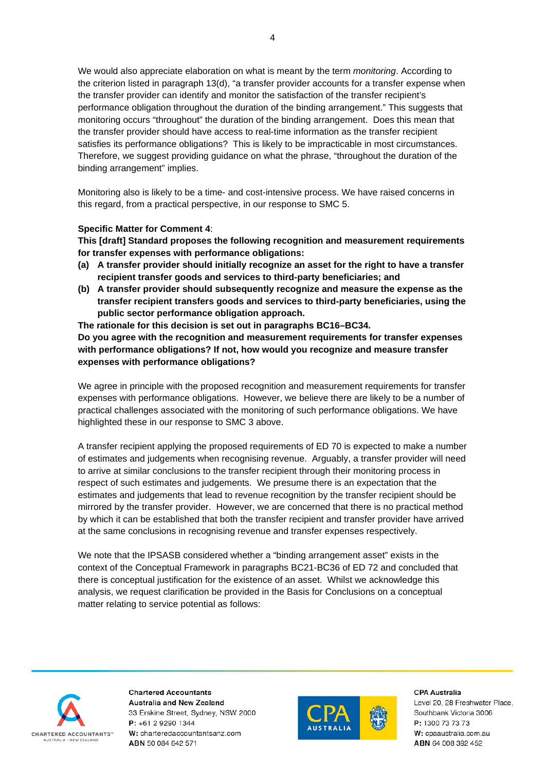We would also appreciate elaboration on what is meant by the term *monitoring*. According to the criterion listed in paragraph 13(d), "a transfer provider accounts for a transfer expense when the transfer provider can identify and monitor the satisfaction of the transfer recipient's performance obligation throughout the duration of the binding arrangement." This suggests that monitoring occurs "throughout" the duration of the binding arrangement. Does this mean that the transfer provider should have access to real-time information as the transfer recipient satisfies its performance obligations? This is likely to be impracticable in most circumstances. Therefore, we suggest providing guidance on what the phrase, "throughout the duration of the binding arrangement" implies.

Monitoring also is likely to be a time- and cost-intensive process. We have raised concerns in this regard, from a practical perspective, in our response to SMC 5.

**Specific Matter for Comment 4**:

**This [draft] Standard proposes the following recognition and measurement requirements for transfer expenses with performance obligations:**

**(a) A transfer provider should initially recognize an asset for the right to have a transfer recipient transfer goods and services to third-party beneficiaries; and**

**(b) A transfer provider should subsequently recognize and measure the expense as the transfer recipient transfers goods and services to third-party beneficiaries, using the public sector performance obligation approach.**

**The rationale for this decision is set out in paragraphs BC16–BC34.**

**Do you agree with the recognition and measurement requirements for transfer expenses with performance obligations? If not, how would you recognize and measure transfer expenses with performance obligations?**

We agree in principle with the proposed recognition and measurement requirements for transfer expenses with performance obligations. However, we believe there are likely to be a number of practical challenges associated with the monitoring of such performance obligations. We have highlighted these in our response to SMC 3 above.

A transfer recipient applying the proposed requirements of ED 70 is expected to make a number of estimates and judgements when recognising revenue. Arguably, a transfer provider will need to arrive at similar conclusions to the transfer recipient through their monitoring process in respect of such estimates and judgements. We presume there is an expectation that the estimates and judgements that lead to revenue recognition by the transfer recipient should be mirrored by the transfer provider. However, we are concerned that there is no practical method by which it can be established that both the transfer recipient and transfer provider have arrived at the same conclusions in recognising revenue and transfer expenses respectively.

We note that the IPSASB considered whether a "binding arrangement asset" exists in the context of the Conceptual Framework in paragraphs BC21-BC36 of ED 72 and concluded that there is conceptual justification for the existence of an asset. Whilst we acknowledge this analysis, we request clarification be provided in the Basis for Conclusions on a conceptual matter relating to service potential as follows: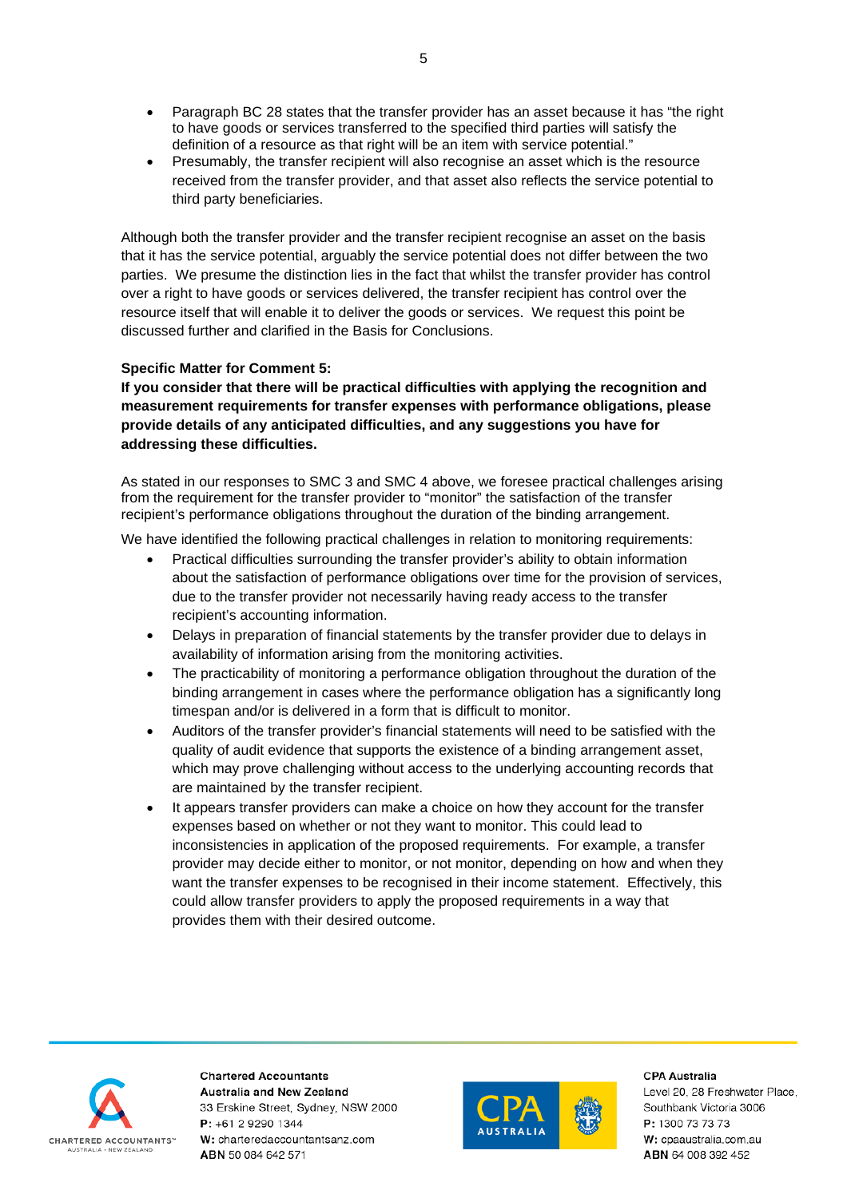- Paragraph BC 28 states that the transfer provider has an asset because it has "the right to have goods or services transferred to the specified third parties will satisfy the definition of a resource as that right will be an item with service potential."
- Presumably, the transfer recipient will also recognise an asset which is the resource received from the transfer provider, and that asset also reflects the service potential to third party beneficiaries.

Although both the transfer provider and the transfer recipient recognise an asset on the basis that it has the service potential, arguably the service potential does not differ between the two parties. We presume the distinction lies in the fact that whilst the transfer provider has control over a right to have goods or services delivered, the transfer recipient has control over the resource itself that will enable it to deliver the goods or services. We request this point be discussed further and clarified in the Basis for Conclusions.

**Specific Matter for Comment 5:**
**If you consider that there will be practical difficulties with applying the recognition and measurement requirements for transfer expenses with performance obligations, please provide details of any anticipated difficulties, and any suggestions you have for addressing these difficulties.**

As stated in our responses to SMC 3 and SMC 4 above, we foresee practical challenges arising from the requirement for the transfer provider to "monitor" the satisfaction of the transfer recipient's performance obligations throughout the duration of the binding arrangement.

We have identified the following practical challenges in relation to monitoring requirements:

- Practical difficulties surrounding the transfer provider's ability to obtain information about the satisfaction of performance obligations over time for the provision of services, due to the transfer provider not necessarily having ready access to the transfer recipient's accounting information.
- Delays in preparation of financial statements by the transfer provider due to delays in availability of information arising from the monitoring activities.
- The practicability of monitoring a performance obligation throughout the duration of the binding arrangement in cases where the performance obligation has a significantly long timespan and/or is delivered in a form that is difficult to monitor.
- Auditors of the transfer provider's financial statements will need to be satisfied with the quality of audit evidence that supports the existence of a binding arrangement asset, which may prove challenging without access to the underlying accounting records that are maintained by the transfer recipient.
- It appears transfer providers can make a choice on how they account for the transfer expenses based on whether or not they want to monitor. This could lead to inconsistencies in application of the proposed requirements. For example, a transfer provider may decide either to monitor, or not monitor, depending on how and when they want the transfer expenses to be recognised in their income statement. Effectively, this could allow transfer providers to apply the proposed requirements in a way that provides them with their desired outcome.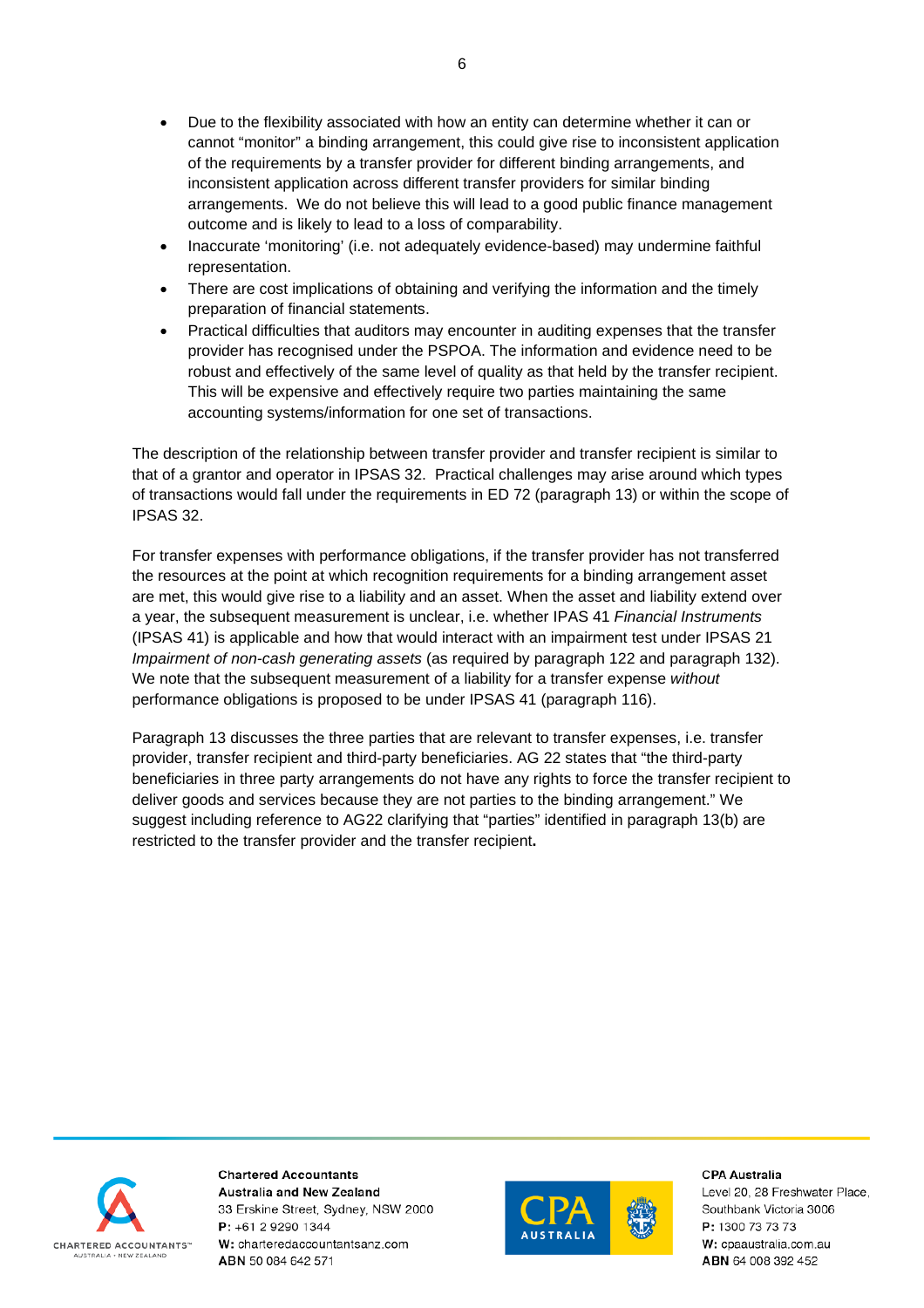- Due to the flexibility associated with how an entity can determine whether it can or cannot "monitor" a binding arrangement, this could give rise to inconsistent application of the requirements by a transfer provider for different binding arrangements, and inconsistent application across different transfer providers for similar binding arrangements. We do not believe this will lead to a good public finance management outcome and is likely to lead to a loss of comparability.
- Inaccurate 'monitoring' (i.e. not adequately evidence-based) may undermine faithful representation.
- There are cost implications of obtaining and verifying the information and the timely preparation of financial statements.
- Practical difficulties that auditors may encounter in auditing expenses that the transfer provider has recognised under the PSPOA. The information and evidence need to be robust and effectively of the same level of quality as that held by the transfer recipient. This will be expensive and effectively require two parties maintaining the same accounting systems/information for one set of transactions.

The description of the relationship between transfer provider and transfer recipient is similar to that of a grantor and operator in IPSAS 32. Practical challenges may arise around which types of transactions would fall under the requirements in ED 72 (paragraph 13) or within the scope of IPSAS 32.

For transfer expenses with performance obligations, if the transfer provider has not transferred the resources at the point at which recognition requirements for a binding arrangement asset are met, this would give rise to a liability and an asset. When the asset and liability extend over a year, the subsequent measurement is unclear, i.e. whether IPAS 41 *Financial Instruments* (IPSAS 41) is applicable and how that would interact with an impairment test under IPSAS 21 *Impairment of non-cash generating assets* (as required by paragraph 122 and paragraph 132). We note that the subsequent measurement of a liability for a transfer expense *without* performance obligations is proposed to be under IPSAS 41 (paragraph 116).

Paragraph 13 discusses the three parties that are relevant to transfer expenses, i.e. transfer provider, transfer recipient and third-party beneficiaries. AG 22 states that "the third-party beneficiaries in three party arrangements do not have any rights to force the transfer recipient to deliver goods and services because they are not parties to the binding arrangement." We suggest including reference to AG22 clarifying that "parties" identified in paragraph 13(b) are restricted to the transfer provider and the transfer recipient**.**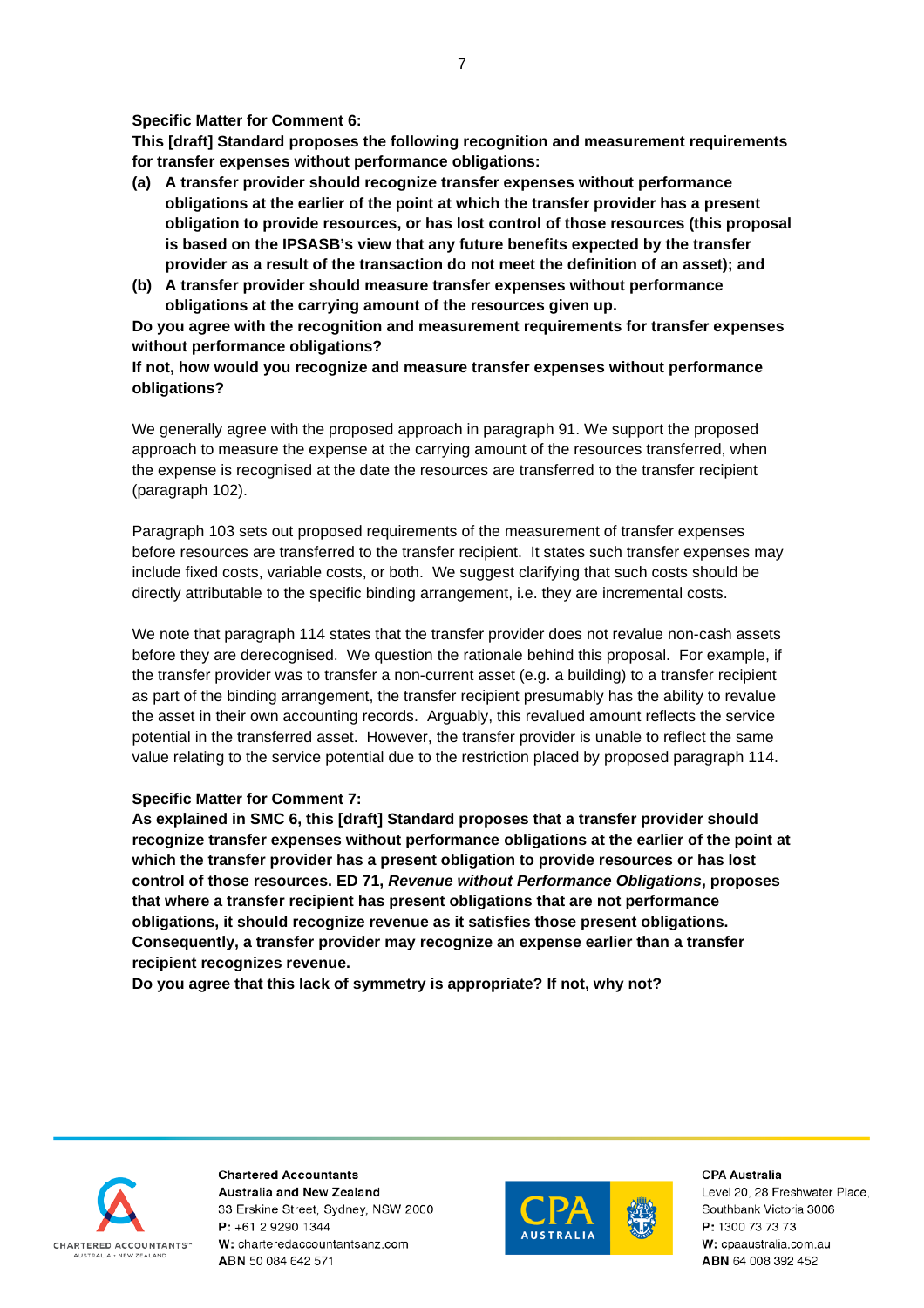**Specific Matter for Comment 6:**

**This [draft] Standard proposes the following recognition and measurement requirements for transfer expenses without performance obligations:**

**(a) A transfer provider should recognize transfer expenses without performance obligations at the earlier of the point at which the transfer provider has a present obligation to provide resources, or has lost control of those resources (this proposal is based on the IPSASB's view that any future benefits expected by the transfer provider as a result of the transaction do not meet the definition of an asset); and**

**(b) A transfer provider should measure transfer expenses without performance obligations at the carrying amount of the resources given up.**

**Do you agree with the recognition and measurement requirements for transfer expenses without performance obligations?**

**If not, how would you recognize and measure transfer expenses without performance obligations?**

We generally agree with the proposed approach in paragraph 91. We support the proposed approach to measure the expense at the carrying amount of the resources transferred, when the expense is recognised at the date the resources are transferred to the transfer recipient (paragraph 102).

Paragraph 103 sets out proposed requirements of the measurement of transfer expenses before resources are transferred to the transfer recipient. It states such transfer expenses may include fixed costs, variable costs, or both. We suggest clarifying that such costs should be directly attributable to the specific binding arrangement, i.e. they are incremental costs.

We note that paragraph 114 states that the transfer provider does not revalue non-cash assets before they are derecognised. We question the rationale behind this proposal. For example, if the transfer provider was to transfer a non-current asset (e.g. a building) to a transfer recipient as part of the binding arrangement, the transfer recipient presumably has the ability to revalue the asset in their own accounting records. Arguably, this revalued amount reflects the service potential in the transferred asset. However, the transfer provider is unable to reflect the same value relating to the service potential due to the restriction placed by proposed paragraph 114.

**Specific Matter for Comment 7:**

**As explained in SMC 6, this [draft] Standard proposes that a transfer provider should recognize transfer expenses without performance obligations at the earlier of the point at which the transfer provider has a present obligation to provide resources or has lost control of those resources. ED 71, *Revenue without Performance Obligations*, proposes that where a transfer recipient has present obligations that are not performance obligations, it should recognize revenue as it satisfies those present obligations. Consequently, a transfer provider may recognize an expense earlier than a transfer recipient recognizes revenue.**

**Do you agree that this lack of symmetry is appropriate? If not, why not?**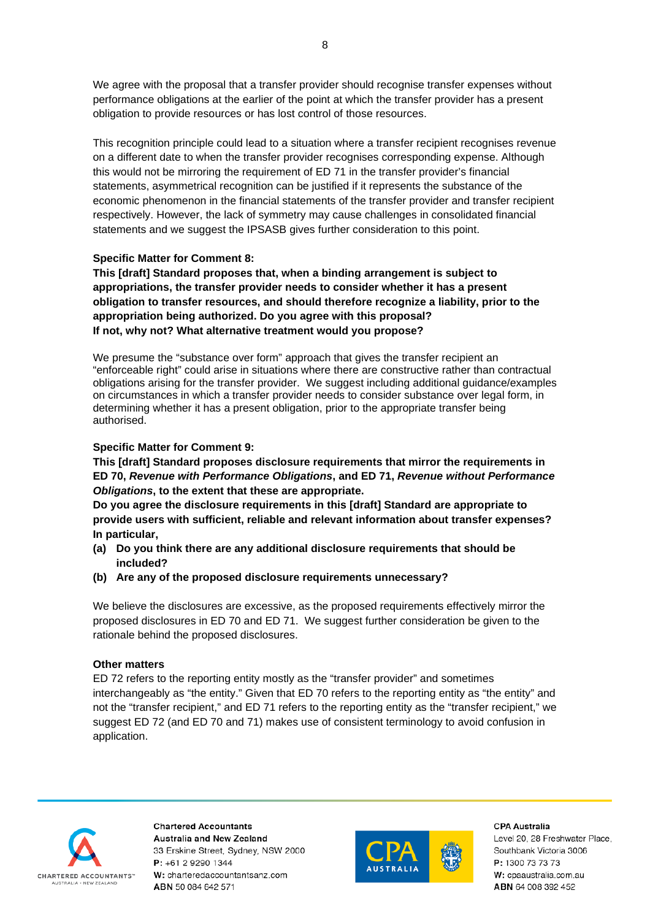We agree with the proposal that a transfer provider should recognise transfer expenses without performance obligations at the earlier of the point at which the transfer provider has a present obligation to provide resources or has lost control of those resources.

This recognition principle could lead to a situation where a transfer recipient recognises revenue on a different date to when the transfer provider recognises corresponding expense. Although this would not be mirroring the requirement of ED 71 in the transfer provider's financial statements, asymmetrical recognition can be justified if it represents the substance of the economic phenomenon in the financial statements of the transfer provider and transfer recipient respectively. However, the lack of symmetry may cause challenges in consolidated financial statements and we suggest the IPSASB gives further consideration to this point.

**Specific Matter for Comment 8:**

**This [draft] Standard proposes that, when a binding arrangement is subject to appropriations, the transfer provider needs to consider whether it has a present obligation to transfer resources, and should therefore recognize a liability, prior to the appropriation being authorized. Do you agree with this proposal?**
**If not, why not? What alternative treatment would you propose?**

We presume the "substance over form" approach that gives the transfer recipient an "enforceable right" could arise in situations where there are constructive rather than contractual obligations arising for the transfer provider. We suggest including additional guidance/examples on circumstances in which a transfer provider needs to consider substance over legal form, in determining whether it has a present obligation, prior to the appropriate transfer being authorised.

**Specific Matter for Comment 9:**

**This [draft] Standard proposes disclosure requirements that mirror the requirements in ED 70, *Revenue with Performance Obligations*, and ED 71, *Revenue without Performance Obligations*, to the extent that these are appropriate.**
**Do you agree the disclosure requirements in this [draft] Standard are appropriate to provide users with sufficient, reliable and relevant information about transfer expenses? In particular,**

- **(a) Do you think there are any additional disclosure requirements that should be included?**
- **(b) Are any of the proposed disclosure requirements unnecessary?**

We believe the disclosures are excessive, as the proposed requirements effectively mirror the proposed disclosures in ED 70 and ED 71. We suggest further consideration be given to the rationale behind the proposed disclosures.

**Other matters**

ED 72 refers to the reporting entity mostly as the "transfer provider" and sometimes interchangeably as "the entity." Given that ED 70 refers to the reporting entity as "the entity" and not the "transfer recipient," and ED 71 refers to the reporting entity as the "transfer recipient," we suggest ED 72 (and ED 70 and 71) makes use of consistent terminology to avoid confusion in application.